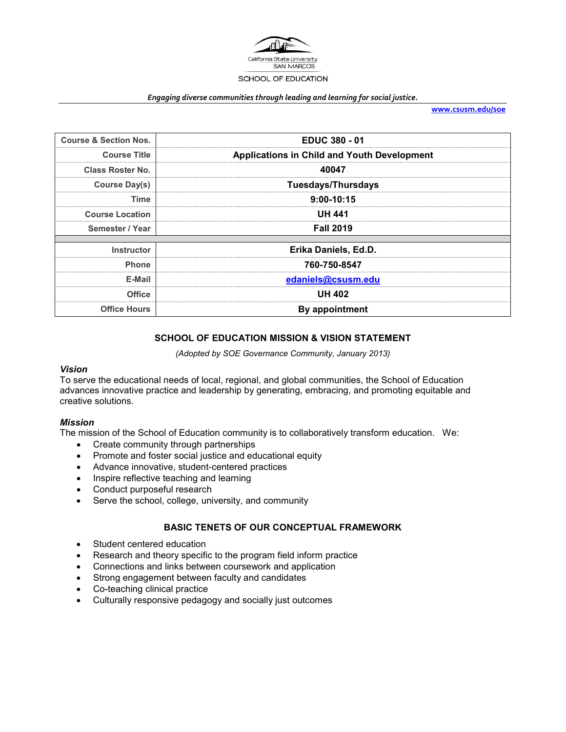California State University
SAN MARCOS
SCHOOL OF EDUCATION

*Engaging diverse communities through leading and learning for social justice.*

www.csusm.edu/soe

| | |
|---|---|
| **Course & Section Nos.** | **EDUC 380 - 01** |
| **Course Title** | **Applications in Child and Youth Development** |
| **Class Roster No.** | **40047** |
| **Course Day(s)** | **Tuesdays/Thursdays** |
| **Time** | **9:00-10:15** |
| **Course Location** | **UH 441** |
| **Semester / Year** | **Fall 2019** |
| | |
| **Instructor** | **Erika Daniels, Ed.D.** |
| **Phone** | **760-750-8547** |
| **E-Mail** | **edaniels@csusm.edu** |
| **Office** | **UH 402** |
| **Office Hours** | **By appointment** |

## SCHOOL OF EDUCATION MISSION & VISION STATEMENT

*(Adopted by SOE Governance Community, January 2013)*

### *Vision*

To serve the educational needs of local, regional, and global communities, the School of Education advances innovative practice and leadership by generating, embracing, and promoting equitable and creative solutions.

### *Mission*

The mission of the School of Education community is to collaboratively transform education. We:

- Create community through partnerships
- Promote and foster social justice and educational equity
- Advance innovative, student-centered practices
- Inspire reflective teaching and learning
- Conduct purposeful research
- Serve the school, college, university, and community

## BASIC TENETS OF OUR CONCEPTUAL FRAMEWORK

- Student centered education
- Research and theory specific to the program field inform practice
- Connections and links between coursework and application
- Strong engagement between faculty and candidates
- Co-teaching clinical practice
- Culturally responsive pedagogy and socially just outcomes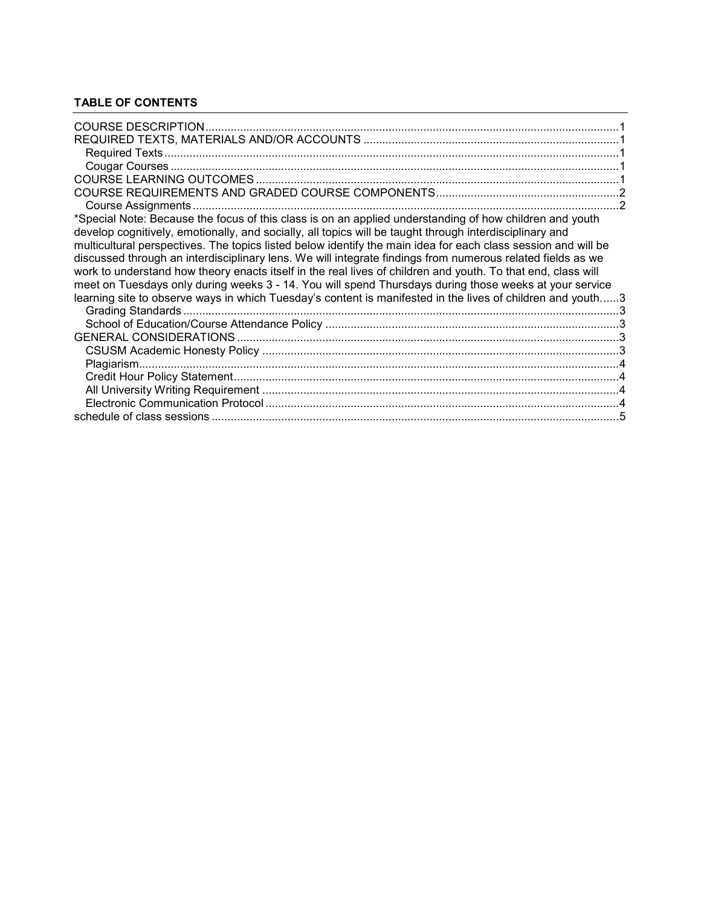**TABLE OF CONTENTS**

COURSE DESCRIPTION....................................................................................................................1
REQUIRED TEXTS, MATERIALS AND/OR ACCOUNTS ..................................................................1
  Required Texts...............................................................................................................................1
  Cougar Courses .............................................................................................................................1
COURSE LEARNING OUTCOMES ....................................................................................................1
COURSE REQUIREMENTS AND GRADED COURSE COMPONENTS............................................2
  Course Assignments.......................................................................................................................2
*Special Note: Because the focus of this class is on an applied understanding of how children and youth develop cognitively, emotionally, and socially, all topics will be taught through interdisciplinary and multicultural perspectives. The topics listed below identify the main idea for each class session and will be discussed through an interdisciplinary lens. We will integrate findings from numerous related fields as we work to understand how theory enacts itself in the real lives of children and youth. To that end, class will meet on Tuesdays only during weeks 3 - 14. You will spend Thursdays during those weeks at your service learning site to observe ways in which Tuesday's content is manifested in the lives of children and youth......3
  Grading Standards..........................................................................................................................3
  School of Education/Course Attendance Policy .............................................................................3
GENERAL CONSIDERATIONS .........................................................................................................3
  CSUSM Academic Honesty Policy .................................................................................................3
  Plagiarism.......................................................................................................................................4
  Credit Hour Policy Statement..........................................................................................................4
  All University Writing Requirement .................................................................................................4
  Electronic Communication Protocol ................................................................................................4
schedule of class sessions .................................................................................................................5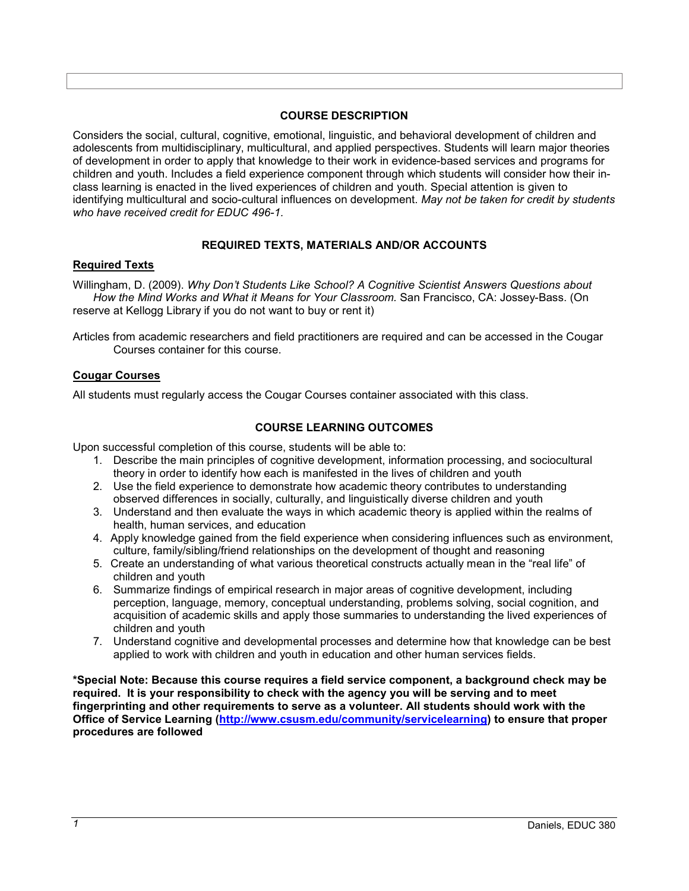## COURSE DESCRIPTION

Considers the social, cultural, cognitive, emotional, linguistic, and behavioral development of children and adolescents from multidisciplinary, multicultural, and applied perspectives. Students will learn major theories of development in order to apply that knowledge to their work in evidence-based services and programs for children and youth. Includes a field experience component through which students will consider how their in-class learning is enacted in the lived experiences of children and youth. Special attention is given to identifying multicultural and socio-cultural influences on development. *May not be taken for credit by students who have received credit for EDUC 496-1.*

## REQUIRED TEXTS, MATERIALS AND/OR ACCOUNTS

### Required Texts

Willingham, D. (2009). *Why Don't Students Like School? A Cognitive Scientist Answers Questions about How the Mind Works and What it Means for Your Classroom.* San Francisco, CA: Jossey-Bass. (On reserve at Kellogg Library if you do not want to buy or rent it)

Articles from academic researchers and field practitioners are required and can be accessed in the Cougar Courses container for this course.

### Cougar Courses

All students must regularly access the Cougar Courses container associated with this class.

## COURSE LEARNING OUTCOMES

Upon successful completion of this course, students will be able to:

1. Describe the main principles of cognitive development, information processing, and sociocultural theory in order to identify how each is manifested in the lives of children and youth
2. Use the field experience to demonstrate how academic theory contributes to understanding observed differences in socially, culturally, and linguistically diverse children and youth
3. Understand and then evaluate the ways in which academic theory is applied within the realms of health, human services, and education
4. Apply knowledge gained from the field experience when considering influences such as environment, culture, family/sibling/friend relationships on the development of thought and reasoning
5. Create an understanding of what various theoretical constructs actually mean in the "real life" of children and youth
6. Summarize findings of empirical research in major areas of cognitive development, including perception, language, memory, conceptual understanding, problems solving, social cognition, and acquisition of academic skills and apply those summaries to understanding the lived experiences of children and youth
7. Understand cognitive and developmental processes and determine how that knowledge can be best applied to work with children and youth in education and other human services fields.

**\*Special Note: Because this course requires a field service component, a background check may be required. It is your responsibility to check with the agency you will be serving and to meet fingerprinting and other requirements to serve as a volunteer. All students should work with the Office of Service Learning ([http://www.csusm.edu/community/servicelearning](http://www.csusm.edu/community/servicelearning)) to ensure that proper procedures are followed**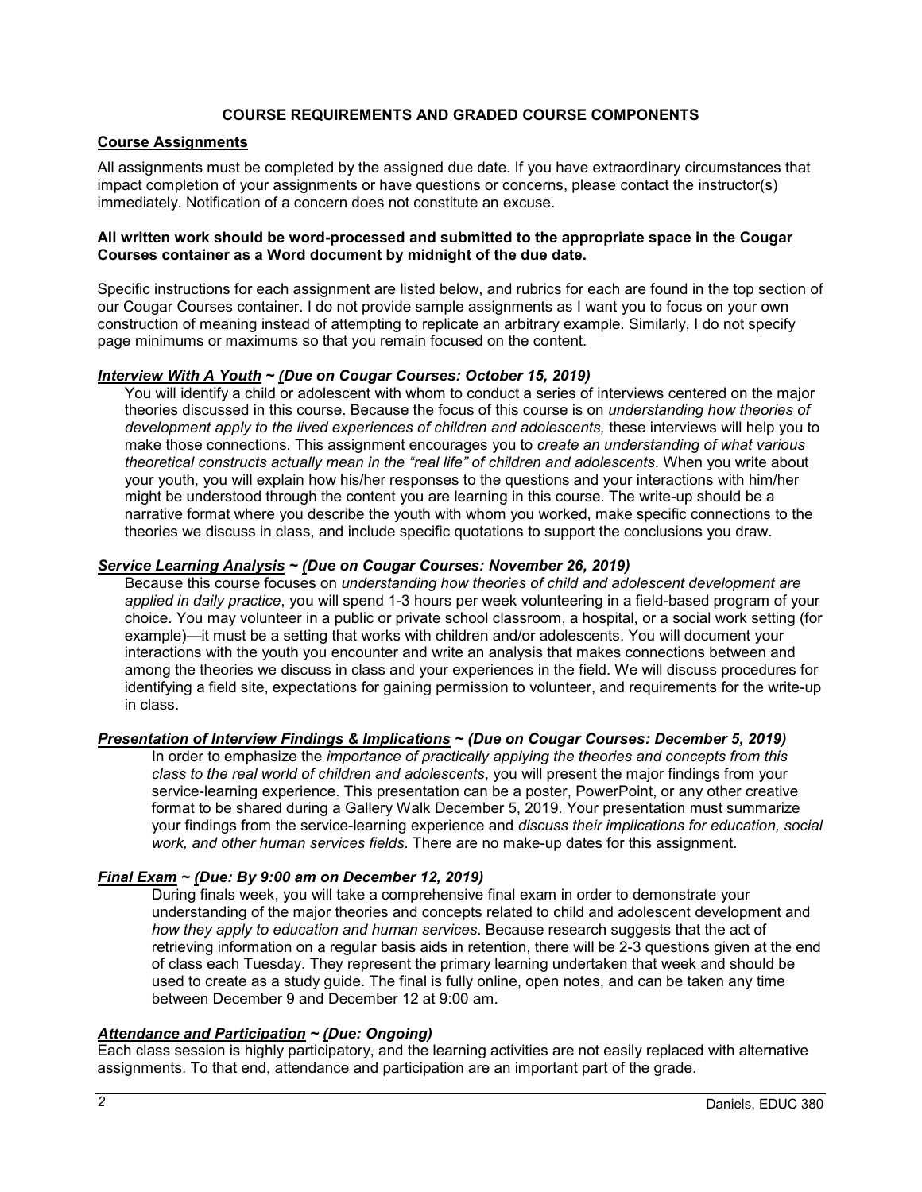## COURSE REQUIREMENTS AND GRADED COURSE COMPONENTS

### Course Assignments

All assignments must be completed by the assigned due date. If you have extraordinary circumstances that impact completion of your assignments or have questions or concerns, please contact the instructor(s) immediately. Notification of a concern does not constitute an excuse.

**All written work should be word-processed and submitted to the appropriate space in the Cougar Courses container as a Word document by midnight of the due date.**

Specific instructions for each assignment are listed below, and rubrics for each are found in the top section of our Cougar Courses container. I do not provide sample assignments as I want you to focus on your own construction of meaning instead of attempting to replicate an arbitrary example. Similarly, I do not specify page minimums or maximums so that you remain focused on the content.

***Interview With A Youth ~ (Due on Cougar Courses: October 15, 2019)***

You will identify a child or adolescent with whom to conduct a series of interviews centered on the major theories discussed in this course. Because the focus of this course is on *understanding how theories of development apply to the lived experiences of children and adolescents,* these interviews will help you to make those connections. This assignment encourages you to *create an understanding of what various theoretical constructs actually mean in the "real life" of children and adolescents*. When you write about your youth, you will explain how his/her responses to the questions and your interactions with him/her might be understood through the content you are learning in this course. The write-up should be a narrative format where you describe the youth with whom you worked, make specific connections to the theories we discuss in class, and include specific quotations to support the conclusions you draw.

***Service Learning Analysis ~ (Due on Cougar Courses: November 26, 2019)***

Because this course focuses on *understanding how theories of child and adolescent development are applied in daily practice*, you will spend 1-3 hours per week volunteering in a field-based program of your choice. You may volunteer in a public or private school classroom, a hospital, or a social work setting (for example)—it must be a setting that works with children and/or adolescents. You will document your interactions with the youth you encounter and write an analysis that makes connections between and among the theories we discuss in class and your experiences in the field. We will discuss procedures for identifying a field site, expectations for gaining permission to volunteer, and requirements for the write-up in class.

***Presentation of Interview Findings & Implications ~ (Due on Cougar Courses: December 5, 2019)***

In order to emphasize the *importance of practically applying the theories and concepts from this class to the real world of children and adolescents*, you will present the major findings from your service-learning experience. This presentation can be a poster, PowerPoint, or any other creative format to be shared during a Gallery Walk December 5, 2019. Your presentation must summarize your findings from the service-learning experience and *discuss their implications for education, social work, and other human services fields*. There are no make-up dates for this assignment.

***Final Exam ~ (Due: By 9:00 am on December 12, 2019)***

During finals week, you will take a comprehensive final exam in order to demonstrate your understanding of the major theories and concepts related to child and adolescent development and *how they apply to education and human services*. Because research suggests that the act of retrieving information on a regular basis aids in retention, there will be 2-3 questions given at the end of class each Tuesday. They represent the primary learning undertaken that week and should be used to create as a study guide. The final is fully online, open notes, and can be taken any time between December 9 and December 12 at 9:00 am.

***Attendance and Participation ~ (Due: Ongoing)***

Each class session is highly participatory, and the learning activities are not easily replaced with alternative assignments. To that end, attendance and participation are an important part of the grade.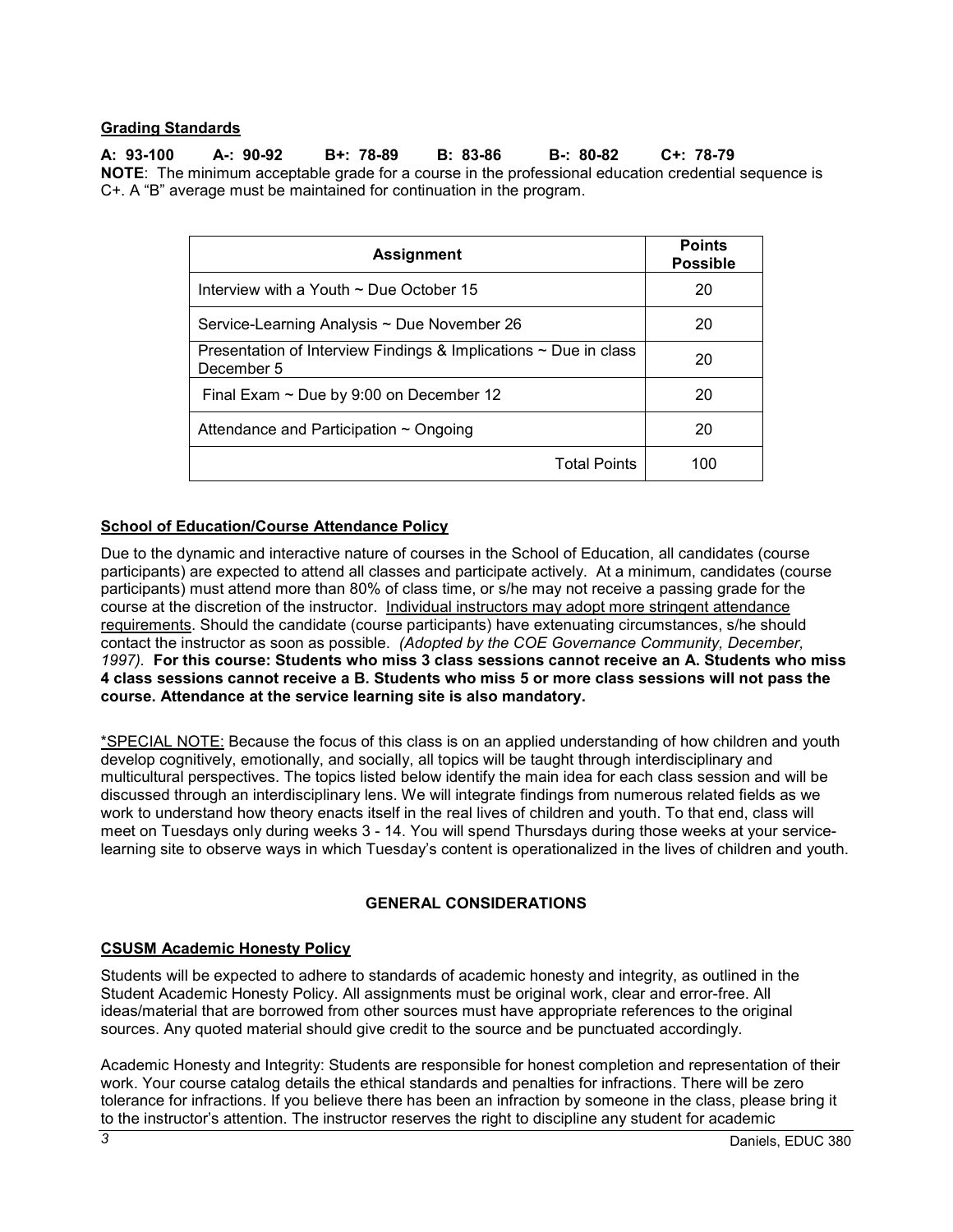**Grading Standards**

**A: 93-100 A-: 90-92 B+: 78-89 B: 83-86 B-: 80-82 C+: 78-79**

**NOTE**: The minimum acceptable grade for a course in the professional education credential sequence is C+. A "B" average must be maintained for continuation in the program.

| Assignment | Points Possible |
|---|---|
| Interview with a Youth ~ Due October 15 | 20 |
| Service-Learning Analysis ~ Due November 26 | 20 |
| Presentation of Interview Findings & Implications ~ Due in class December 5 | 20 |
| Final Exam ~ Due by 9:00 on December 12 | 20 |
| Attendance and Participation ~ Ongoing | 20 |
| Total Points | 100 |

**School of Education/Course Attendance Policy**

Due to the dynamic and interactive nature of courses in the School of Education, all candidates (course participants) are expected to attend all classes and participate actively. At a minimum, candidates (course participants) must attend more than 80% of class time, or s/he may not receive a passing grade for the course at the discretion of the instructor. Individual instructors may adopt more stringent attendance requirements. Should the candidate (course participants) have extenuating circumstances, s/he should contact the instructor as soon as possible. *(Adopted by the COE Governance Community, December, 1997).* **For this course: Students who miss 3 class sessions cannot receive an A. Students who miss 4 class sessions cannot receive a B. Students who miss 5 or more class sessions will not pass the course. Attendance at the service learning site is also mandatory.**

*SPECIAL NOTE: Because the focus of this class is on an applied understanding of how children and youth develop cognitively, emotionally, and socially, all topics will be taught through interdisciplinary and multicultural perspectives. The topics listed below identify the main idea for each class session and will be discussed through an interdisciplinary lens. We will integrate findings from numerous related fields as we work to understand how theory enacts itself in the real lives of children and youth. To that end, class will meet on Tuesdays only during weeks 3 - 14. You will spend Thursdays during those weeks at your service-learning site to observe ways in which Tuesday's content is operationalized in the lives of children and youth.

## GENERAL CONSIDERATIONS

**CSUSM Academic Honesty Policy**

Students will be expected to adhere to standards of academic honesty and integrity, as outlined in the Student Academic Honesty Policy. All assignments must be original work, clear and error-free. All ideas/material that are borrowed from other sources must have appropriate references to the original sources. Any quoted material should give credit to the source and be punctuated accordingly.

Academic Honesty and Integrity: Students are responsible for honest completion and representation of their work. Your course catalog details the ethical standards and penalties for infractions. There will be zero tolerance for infractions. If you believe there has been an infraction by someone in the class, please bring it to the instructor's attention. The instructor reserves the right to discipline any student for academic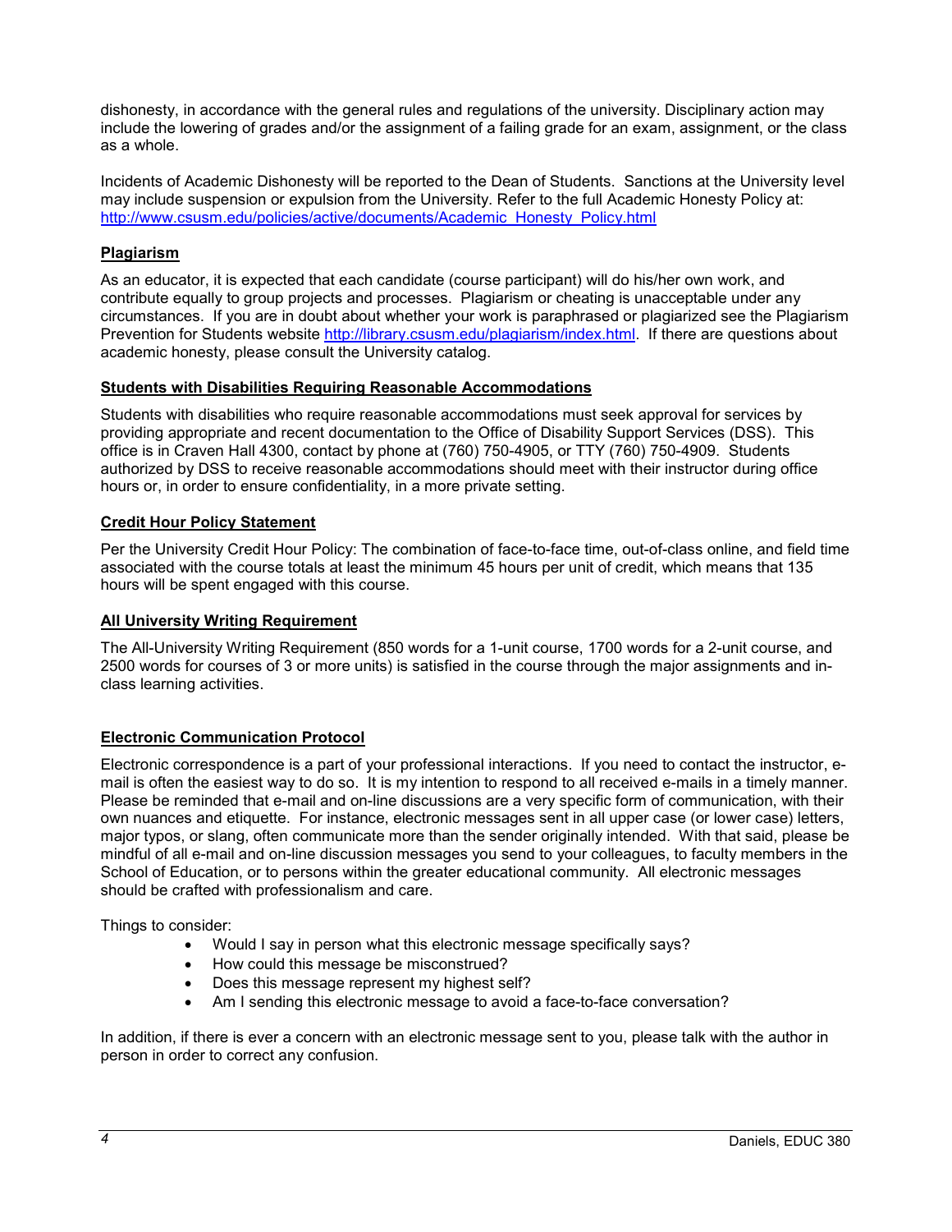dishonesty, in accordance with the general rules and regulations of the university. Disciplinary action may include the lowering of grades and/or the assignment of a failing grade for an exam, assignment, or the class as a whole.

Incidents of Academic Dishonesty will be reported to the Dean of Students. Sanctions at the University level may include suspension or expulsion from the University. Refer to the full Academic Honesty Policy at: http://www.csusm.edu/policies/active/documents/Academic_Honesty_Policy.html

## Plagiarism

As an educator, it is expected that each candidate (course participant) will do his/her own work, and contribute equally to group projects and processes. Plagiarism or cheating is unacceptable under any circumstances. If you are in doubt about whether your work is paraphrased or plagiarized see the Plagiarism Prevention for Students website http://library.csusm.edu/plagiarism/index.html. If there are questions about academic honesty, please consult the University catalog.

## Students with Disabilities Requiring Reasonable Accommodations

Students with disabilities who require reasonable accommodations must seek approval for services by providing appropriate and recent documentation to the Office of Disability Support Services (DSS). This office is in Craven Hall 4300, contact by phone at (760) 750-4905, or TTY (760) 750-4909. Students authorized by DSS to receive reasonable accommodations should meet with their instructor during office hours or, in order to ensure confidentiality, in a more private setting.

## Credit Hour Policy Statement

Per the University Credit Hour Policy: The combination of face-to-face time, out-of-class online, and field time associated with the course totals at least the minimum 45 hours per unit of credit, which means that 135 hours will be spent engaged with this course.

## All University Writing Requirement

The All-University Writing Requirement (850 words for a 1-unit course, 1700 words for a 2-unit course, and 2500 words for courses of 3 or more units) is satisfied in the course through the major assignments and in-class learning activities.

## Electronic Communication Protocol

Electronic correspondence is a part of your professional interactions. If you need to contact the instructor, e-mail is often the easiest way to do so. It is my intention to respond to all received e-mails in a timely manner. Please be reminded that e-mail and on-line discussions are a very specific form of communication, with their own nuances and etiquette. For instance, electronic messages sent in all upper case (or lower case) letters, major typos, or slang, often communicate more than the sender originally intended. With that said, please be mindful of all e-mail and on-line discussion messages you send to your colleagues, to faculty members in the School of Education, or to persons within the greater educational community. All electronic messages should be crafted with professionalism and care.

Things to consider:

- Would I say in person what this electronic message specifically says?
- How could this message be misconstrued?
- Does this message represent my highest self?
- Am I sending this electronic message to avoid a face-to-face conversation?

In addition, if there is ever a concern with an electronic message sent to you, please talk with the author in person in order to correct any confusion.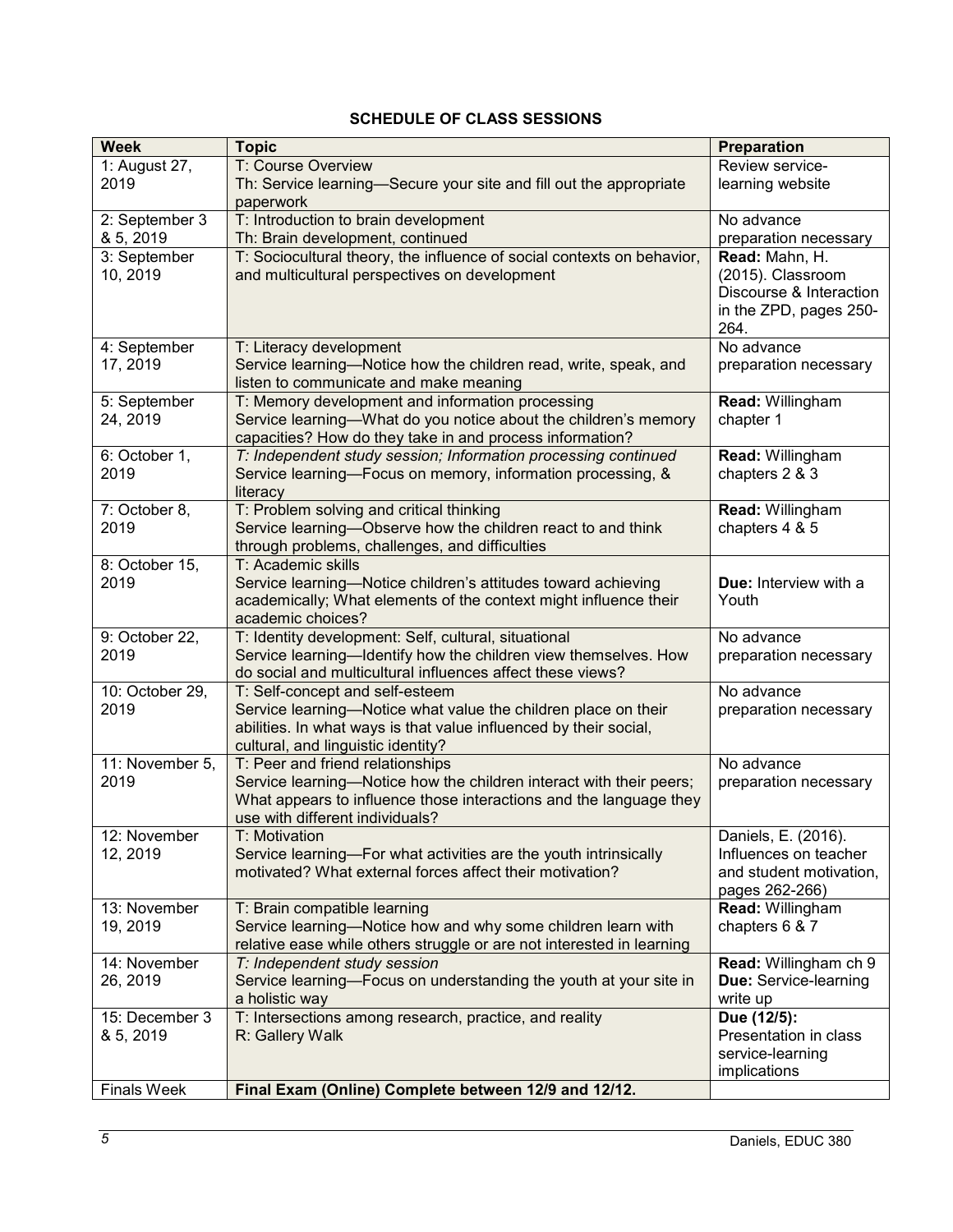## SCHEDULE OF CLASS SESSIONS

| Week | Topic | Preparation |
|---|---|---|
| 1: August 27, 2019 | T: Course Overview<br>Th: Service learning—Secure your site and fill out the appropriate paperwork | Review service-learning website |
| 2: September 3 & 5, 2019 | T: Introduction to brain development<br>Th: Brain development, continued | No advance preparation necessary |
| 3: September 10, 2019 | T: Sociocultural theory, the influence of social contexts on behavior, and multicultural perspectives on development | **Read:** Mahn, H. (2015). Classroom Discourse & Interaction in the ZPD, pages 250-264. |
| 4: September 17, 2019 | T: Literacy development<br>Service learning—Notice how the children read, write, speak, and listen to communicate and make meaning | No advance preparation necessary |
| 5: September 24, 2019 | T: Memory development and information processing<br>Service learning—What do you notice about the children's memory capacities? How do they take in and process information? | **Read:** Willingham chapter 1 |
| 6: October 1, 2019 | *T: Independent study session; Information processing continued*<br>Service learning—Focus on memory, information processing, & literacy | **Read:** Willingham chapters 2 & 3 |
| 7: October 8, 2019 | T: Problem solving and critical thinking<br>Service learning—Observe how the children react to and think through problems, challenges, and difficulties | **Read:** Willingham chapters 4 & 5 |
| 8: October 15, 2019 | T: Academic skills<br>Service learning—Notice children's attitudes toward achieving academically; What elements of the context might influence their academic choices? | **Due:** Interview with a Youth |
| 9: October 22, 2019 | T: Identity development: Self, cultural, situational<br>Service learning—Identify how the children view themselves. How do social and multicultural influences affect these views? | No advance preparation necessary |
| 10: October 29, 2019 | T: Self-concept and self-esteem<br>Service learning—Notice what value the children place on their abilities. In what ways is that value influenced by their social, cultural, and linguistic identity? | No advance preparation necessary |
| 11: November 5, 2019 | T: Peer and friend relationships<br>Service learning—Notice how the children interact with their peers; What appears to influence those interactions and the language they use with different individuals? | No advance preparation necessary |
| 12: November 12, 2019 | T: Motivation<br>Service learning—For what activities are the youth intrinsically motivated? What external forces affect their motivation? | Daniels, E. (2016). Influences on teacher and student motivation, pages 262-266) |
| 13: November 19, 2019 | T: Brain compatible learning<br>Service learning—Notice how and why some children learn with relative ease while others struggle or are not interested in learning | **Read:** Willingham chapters 6 & 7 |
| 14: November 26, 2019 | *T: Independent study session*<br>Service learning—Focus on understanding the youth at your site in a holistic way | **Read:** Willingham ch 9<br>**Due:** Service-learning write up |
| 15: December 3 & 5, 2019 | T: Intersections among research, practice, and reality<br>R: Gallery Walk | **Due (12/5):** Presentation in class service-learning implications |
| Finals Week | **Final Exam (Online) Complete between 12/9 and 12/12.** | |